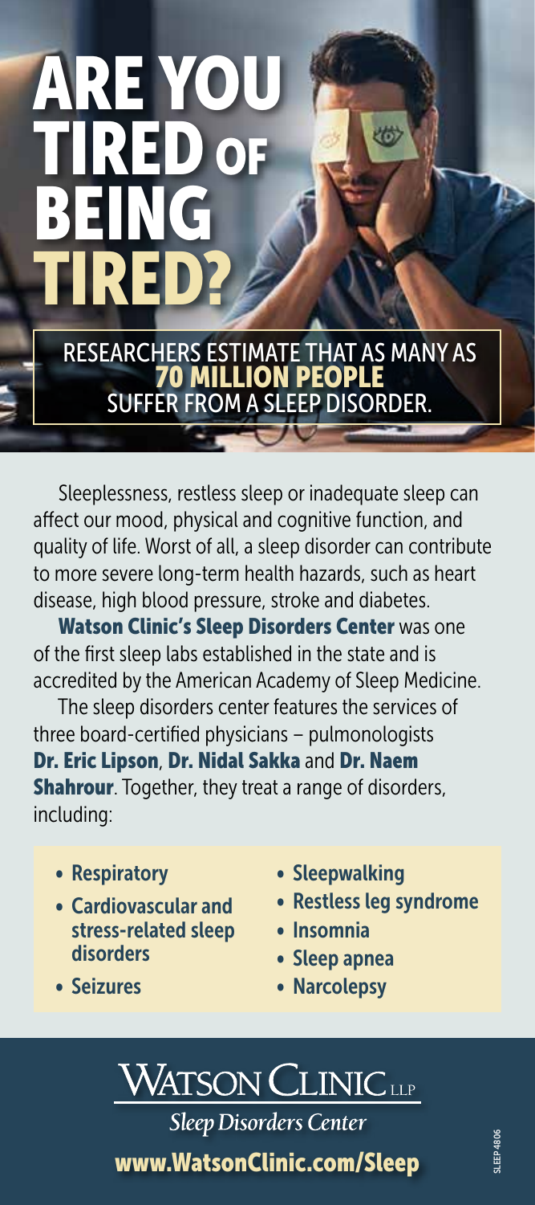# ARE YOU TIRED OF BEING TIRED?

RESEARCHERS ESTIMATE THAT AS MANY AS **70 MILLION PEOPLE** SUFFER FROM A SLEEP DISORDER.

Sleeplessness, restless sleep or inadequate sleep can affect our mood, physical and cognitive function, and quality of life. Worst of all, a sleep disorder can contribute to more severe long-term health hazards, such as heart disease, high blood pressure, stroke and diabetes.

**Watson Clinic's Sleep Disorders Center** was one of the first sleep labs established in the state and is accredited by the American Academy of Sleep Medicine.

The sleep disorders center features the services of three board-certified physicians – pulmonologists **Dr. Eric Lipson**, **Dr. Nidal Sakka** and **Dr. Naem Shahrour**. Together, they treat a range of disorders, including:

- **Respiratory**
- **Cardiovascular and stress-related sleep disorders**
- **Seizures**
- **Sleepwalking**
- **Restless leg syndrome**
- **Insomnia**
- **Sleep apnea**
- **Narcolepsy**

WATSON CLINIC LLP

*Sleep Disorders Center*

**www.WatsonClinic.com/Sleep**

SLEEP 4806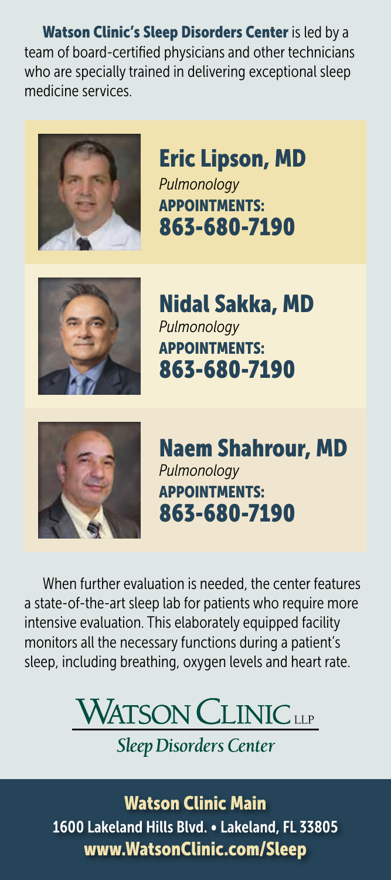**Watson Clinic's Sleep Disorders Center** is led by a team of board-certified physicians and other technicians who are specially trained in delivering exceptional sleep medicine services.

## Eric Lipson, MD

*Pulmonology*

**APPOINTMENTS:**
**863-680-7190**

## Nidal Sakka, MD

*Pulmonology*

**APPOINTMENTS:**
**863-680-7190**

## Naem Shahrour, MD

*Pulmonology*

**APPOINTMENTS:**
**863-680-7190**

When further evaluation is needed, the center features a state-of-the-art sleep lab for patients who require more intensive evaluation. This elaborately equipped facility monitors all the necessary functions during a patient's sleep, including breathing, oxygen levels and heart rate.

WATSON CLINIC LLP

*Sleep Disorders Center*

**Watson Clinic Main**

**1600 Lakeland Hills Blvd. • Lakeland, FL 33805**

**www.WatsonClinic.com/Sleep**